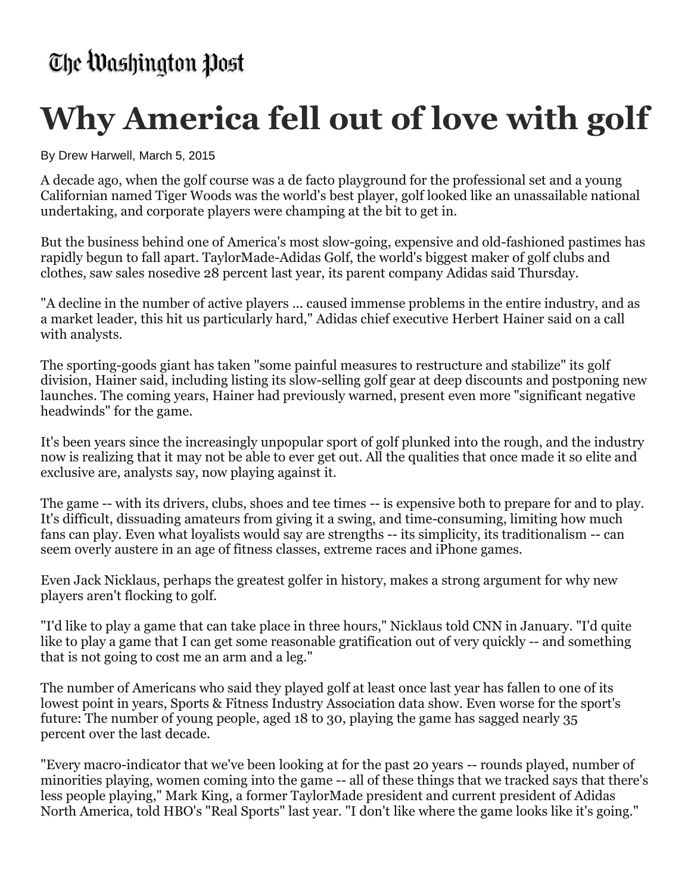The Washington Post

# Why America fell out of love with golf

By Drew Harwell, March 5, 2015

A decade ago, when the golf course was a de facto playground for the professional set and a young Californian named Tiger Woods was the world's best player, golf looked like an unassailable national undertaking, and corporate players were champing at the bit to get in.

But the business behind one of America's most slow-going, expensive and old-fashioned pastimes has rapidly begun to fall apart. TaylorMade-Adidas Golf, the world's biggest maker of golf clubs and clothes, saw sales nosedive 28 percent last year, its parent company Adidas said Thursday.

"A decline in the number of active players ... caused immense problems in the entire industry, and as a market leader, this hit us particularly hard," Adidas chief executive Herbert Hainer said on a call with analysts.

The sporting-goods giant has taken "some painful measures to restructure and stabilize" its golf division, Hainer said, including listing its slow-selling golf gear at deep discounts and postponing new launches. The coming years, Hainer had previously warned, present even more "significant negative headwinds" for the game.

It's been years since the increasingly unpopular sport of golf plunked into the rough, and the industry now is realizing that it may not be able to ever get out. All the qualities that once made it so elite and exclusive are, analysts say, now playing against it.

The game -- with its drivers, clubs, shoes and tee times -- is expensive both to prepare for and to play. It's difficult, dissuading amateurs from giving it a swing, and time-consuming, limiting how much fans can play. Even what loyalists would say are strengths -- its simplicity, its traditionalism -- can seem overly austere in an age of fitness classes, extreme races and iPhone games.

Even Jack Nicklaus, perhaps the greatest golfer in history, makes a strong argument for why new players aren't flocking to golf.

"I'd like to play a game that can take place in three hours," Nicklaus told CNN in January. "I'd quite like to play a game that I can get some reasonable gratification out of very quickly -- and something that is not going to cost me an arm and a leg."

The number of Americans who said they played golf at least once last year has fallen to one of its lowest point in years, Sports & Fitness Industry Association data show. Even worse for the sport's future: The number of young people, aged 18 to 30, playing the game has sagged nearly 35 percent over the last decade.

"Every macro-indicator that we've been looking at for the past 20 years -- rounds played, number of minorities playing, women coming into the game -- all of these things that we tracked says that there's less people playing," Mark King, a former TaylorMade president and current president of Adidas North America, told HBO's "Real Sports" last year. "I don't like where the game looks like it's going."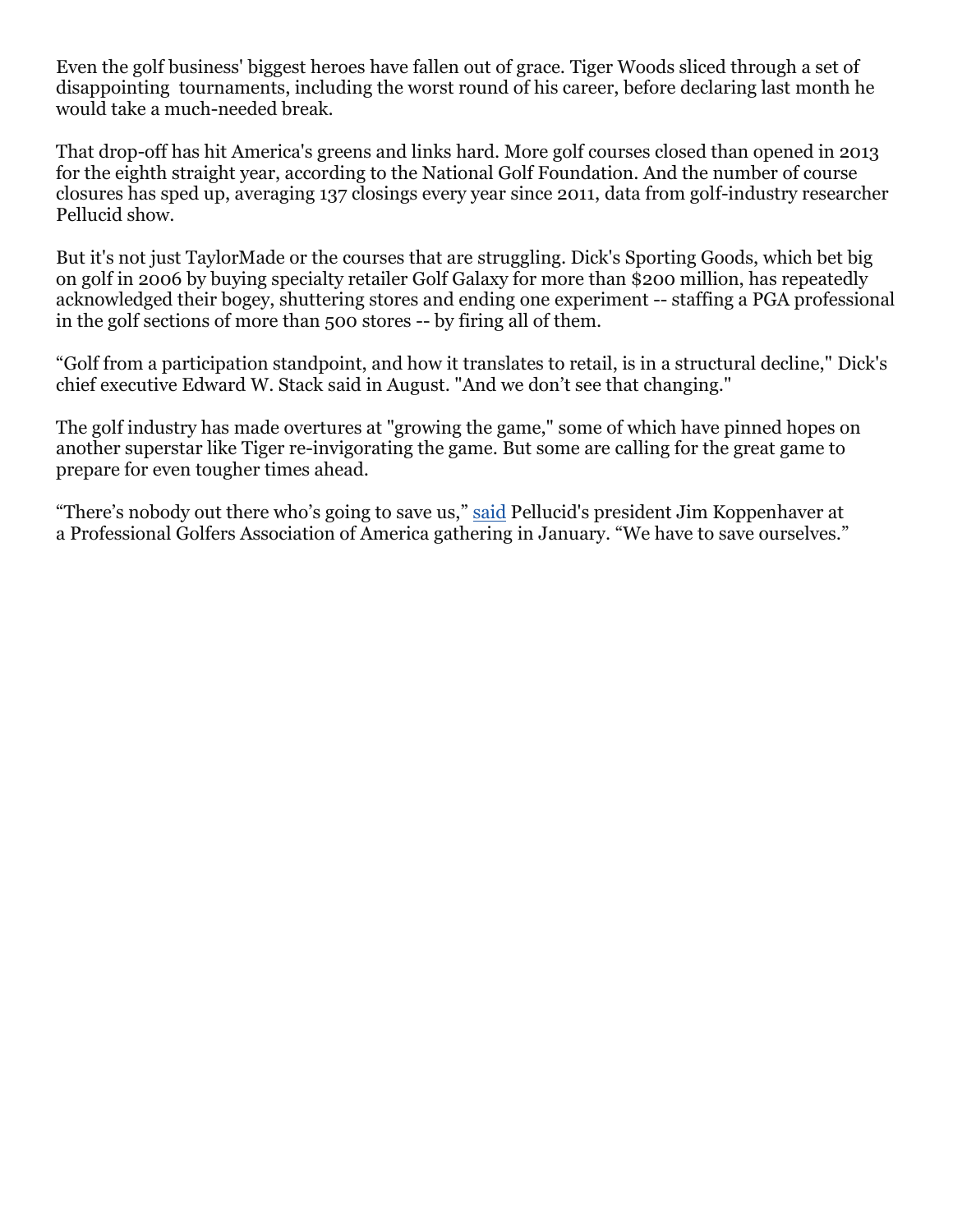Even the golf business' biggest heroes have fallen out of grace. Tiger Woods sliced through a set of disappointing tournaments, including the worst round of his career, before declaring last month he would take a much-needed break.

That drop-off has hit America's greens and links hard. More golf courses closed than opened in 2013 for the eighth straight year, according to the National Golf Foundation. And the number of course closures has sped up, averaging 137 closings every year since 2011, data from golf-industry researcher Pellucid show.

But it's not just TaylorMade or the courses that are struggling. Dick's Sporting Goods, which bet big on golf in 2006 by buying specialty retailer Golf Galaxy for more than $200 million, has repeatedly acknowledged their bogey, shuttering stores and ending one experiment -- staffing a PGA professional in the golf sections of more than 500 stores -- by firing all of them.

“Golf from a participation standpoint, and how it translates to retail, is in a structural decline," Dick's chief executive Edward W. Stack said in August. "And we don’t see that changing."

The golf industry has made overtures at "growing the game," some of which have pinned hopes on another superstar like Tiger re-invigorating the game. But some are calling for the great game to prepare for even tougher times ahead.

“There’s nobody out there who’s going to save us,” said Pellucid's president Jim Koppenhaver at a Professional Golfers Association of America gathering in January. “We have to save ourselves.”